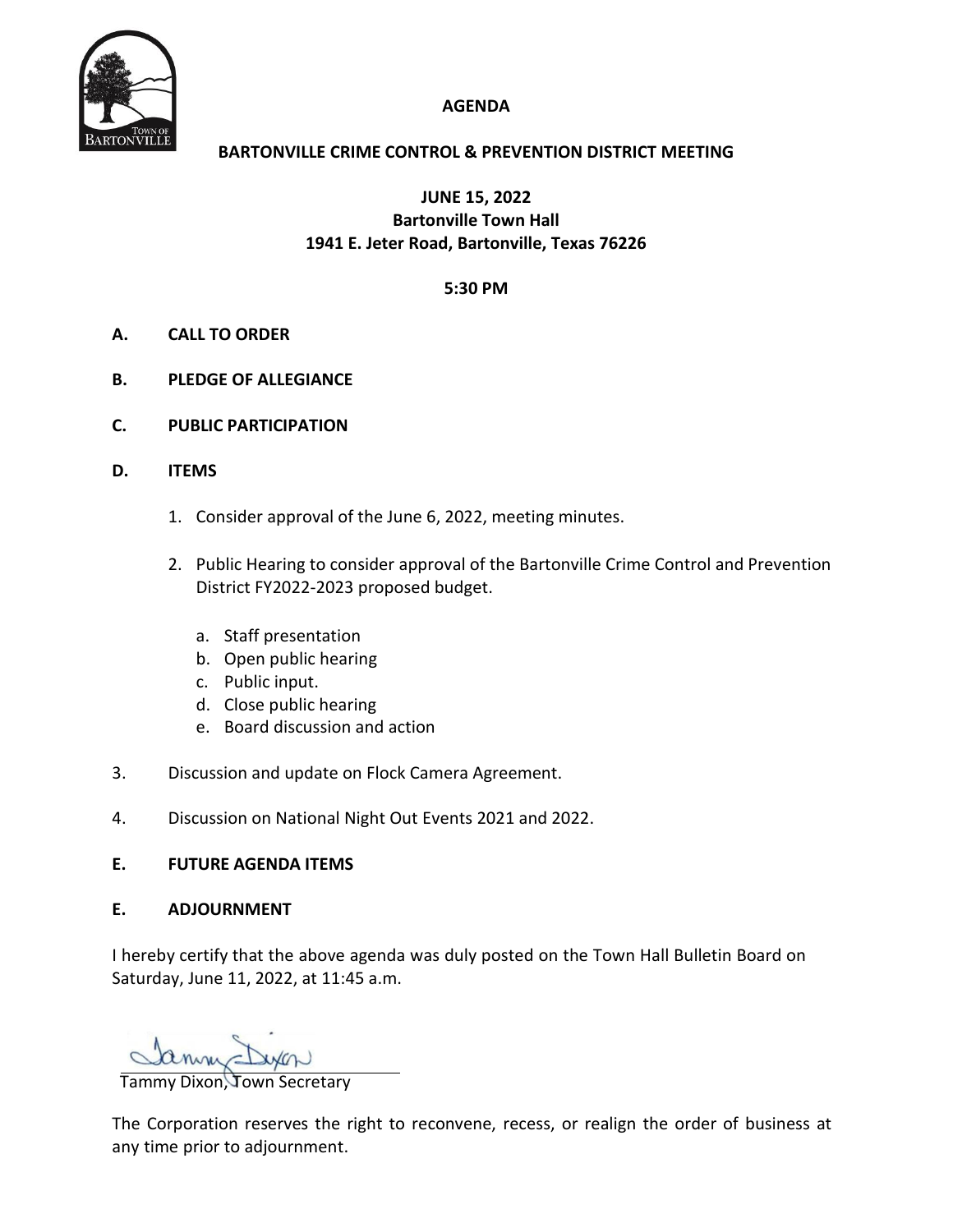# AGENDA

## BARTONVILLE CRIME CONTROL & PREVENTION DISTRICT MEETING

**JUNE 15, 2022**
**Bartonville Town Hall**
**1941 E. Jeter Road, Bartonville, Texas 76226**

**5:30 PM**

**A. CALL TO ORDER**

**B. PLEDGE OF ALLEGIANCE**

**C. PUBLIC PARTICIPATION**

**D. ITEMS**

1. Consider approval of the June 6, 2022, meeting minutes.

2. Public Hearing to consider approval of the Bartonville Crime Control and Prevention District FY2022-2023 proposed budget.

   a. Staff presentation
   b. Open public hearing
   c. Public input.
   d. Close public hearing
   e. Board discussion and action

3. Discussion and update on Flock Camera Agreement.

4. Discussion on National Night Out Events 2021 and 2022.

**E. FUTURE AGENDA ITEMS**

**E. ADJOURNMENT**

I hereby certify that the above agenda was duly posted on the Town Hall Bulletin Board on Saturday, June 11, 2022, at 11:45 a.m.

Tammy Dixon, Town Secretary

The Corporation reserves the right to reconvene, recess, or realign the order of business at any time prior to adjournment.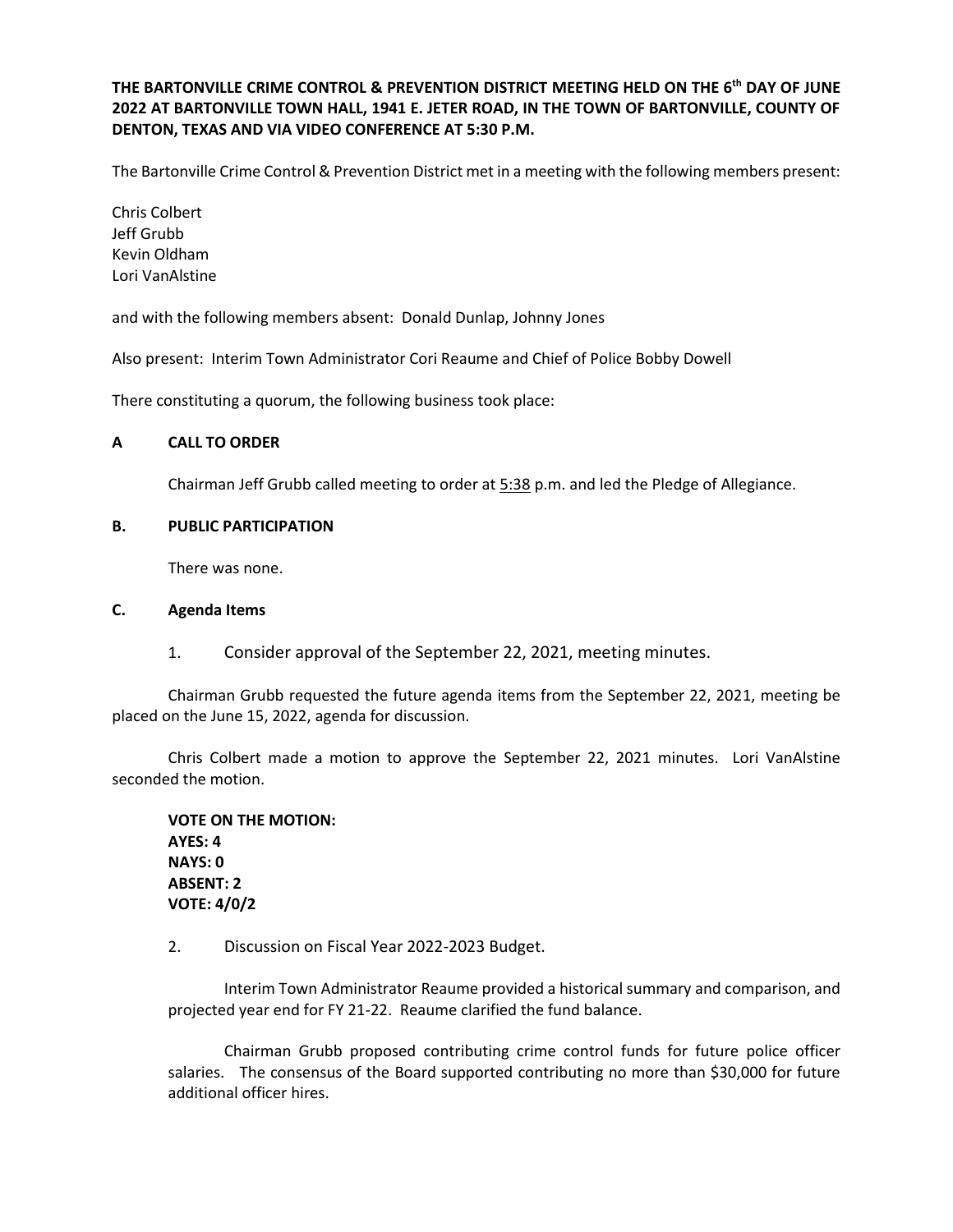**THE BARTONVILLE CRIME CONTROL & PREVENTION DISTRICT MEETING HELD ON THE 6th DAY OF JUNE 2022 AT BARTONVILLE TOWN HALL, 1941 E. JETER ROAD, IN THE TOWN OF BARTONVILLE, COUNTY OF DENTON, TEXAS AND VIA VIDEO CONFERENCE AT 5:30 P.M.**

The Bartonville Crime Control & Prevention District met in a meeting with the following members present:

Chris Colbert
Jeff Grubb
Kevin Oldham
Lori VanAlstine

and with the following members absent: Donald Dunlap, Johnny Jones

Also present: Interim Town Administrator Cori Reaume and Chief of Police Bobby Dowell

There constituting a quorum, the following business took place:

**A CALL TO ORDER**

Chairman Jeff Grubb called meeting to order at 5:38 p.m. and led the Pledge of Allegiance.

**B. PUBLIC PARTICIPATION**

There was none.

**C. Agenda Items**

1. Consider approval of the September 22, 2021, meeting minutes.

Chairman Grubb requested the future agenda items from the September 22, 2021, meeting be placed on the June 15, 2022, agenda for discussion.

Chris Colbert made a motion to approve the September 22, 2021 minutes. Lori VanAlstine seconded the motion.

**VOTE ON THE MOTION:**
**AYES: 4**
**NAYS: 0**
**ABSENT: 2**
**VOTE: 4/0/2**

2. Discussion on Fiscal Year 2022-2023 Budget.

Interim Town Administrator Reaume provided a historical summary and comparison, and projected year end for FY 21-22. Reaume clarified the fund balance.

Chairman Grubb proposed contributing crime control funds for future police officer salaries. The consensus of the Board supported contributing no more than $30,000 for future additional officer hires.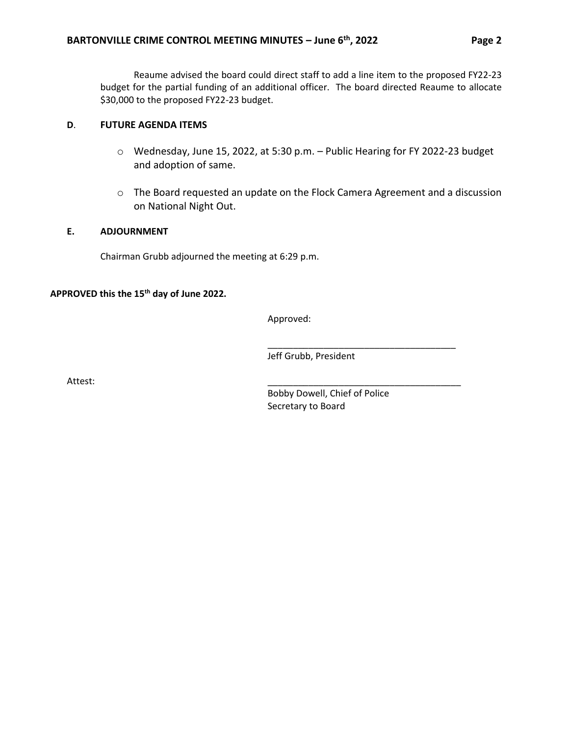Reaume advised the board could direct staff to add a line item to the proposed FY22-23 budget for the partial funding of an additional officer. The board directed Reaume to allocate $30,000 to the proposed FY22-23 budget.

**D. FUTURE AGENDA ITEMS**

- Wednesday, June 15, 2022, at 5:30 p.m. – Public Hearing for FY 2022-23 budget and adoption of same.
- The Board requested an update on the Flock Camera Agreement and a discussion on National Night Out.

**E. ADJOURNMENT**

Chairman Grubb adjourned the meeting at 6:29 p.m.

**APPROVED this the 15th day of June 2022.**

Approved:

______________________________________
Jeff Grubb, President

Attest:

______________________________________
Bobby Dowell, Chief of Police
Secretary to Board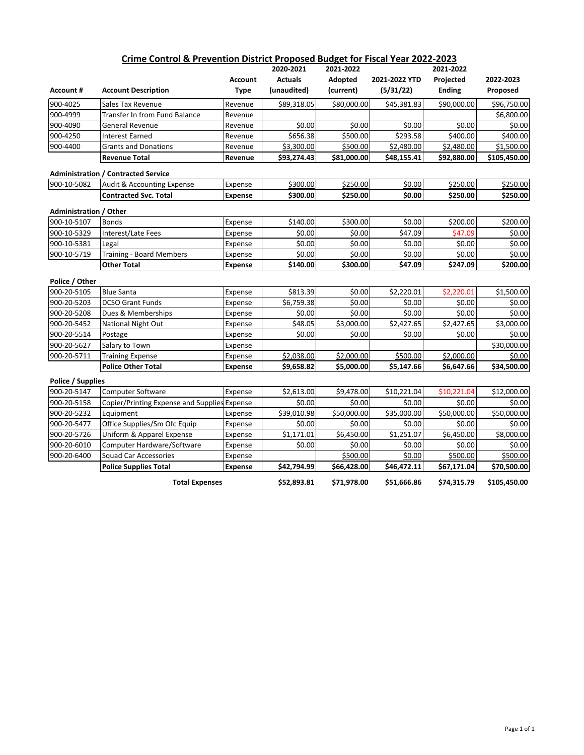# Crime Control & Prevention District Proposed Budget for Fiscal Year 2022-2023

| Account # | Account Description | Account Type | 2020-2021 Actuals (unaudited) | 2021-2022 Adopted (current) | 2021-2022 YTD (5/31/22) | 2021-2022 Projected Ending | 2022-2023 Proposed |
|---|---|---|---|---|---|---|---|
| 900-4025 | Sales Tax Revenue | Revenue | $89,318.05 | $80,000.00 | $45,381.83 | $90,000.00 | $96,750.00 |
| 900-4999 | Transfer In from Fund Balance | Revenue | | | | | $6,800.00 |
| 900-4090 | General Revenue | Revenue | $0.00 | $0.00 | $0.00 | $0.00 | $0.00 |
| 900-4250 | Interest Earned | Revenue | $656.38 | $500.00 | $293.58 | $400.00 | $400.00 |
| 900-4400 | Grants and Donations | Revenue | $3,300.00 | $500.00 | $2,480.00 | $2,480.00 | $1,500.00 |
| | **Revenue Total** | **Revenue** | **$93,274.43** | **$81,000.00** | **$48,155.41** | **$92,880.00** | **$105,450.00** |
| **Administration / Contracted Service** | | | | | | | |
| 900-10-5082 | Audit & Accounting Expense | Expense | $300.00 | $250.00 | $0.00 | $250.00 | $250.00 |
| | **Contracted Svc. Total** | **Expense** | **$300.00** | **$250.00** | **$0.00** | **$250.00** | **$250.00** |
| **Administration / Other** | | | | | | | |
| 900-10-5107 | Bonds | Expense | $140.00 | $300.00 | $0.00 | $200.00 | $200.00 |
| 900-10-5329 | Interest/Late Fees | Expense | $0.00 | $0.00 | $47.09 | $47.09 | $0.00 |
| 900-10-5381 | Legal | Expense | $0.00 | $0.00 | $0.00 | $0.00 | $0.00 |
| 900-10-5719 | Training - Board Members | Expense | $0.00 | $0.00 | $0.00 | $0.00 | $0.00 |
| | **Other Total** | **Expense** | **$140.00** | **$300.00** | **$47.09** | **$247.09** | **$200.00** |
| **Police / Other** | | | | | | | |
| 900-20-5105 | Blue Santa | Expense | $813.39 | $0.00 | $2,220.01 | $2,220.01 | $1,500.00 |
| 900-20-5203 | DCSO Grant Funds | Expense | $6,759.38 | $0.00 | $0.00 | $0.00 | $0.00 |
| 900-20-5208 | Dues & Memberships | Expense | $0.00 | $0.00 | $0.00 | $0.00 | $0.00 |
| 900-20-5452 | National Night Out | Expense | $48.05 | $3,000.00 | $2,427.65 | $2,427.65 | $3,000.00 |
| 900-20-5514 | Postage | Expense | $0.00 | $0.00 | $0.00 | $0.00 | $0.00 |
| 900-20-5627 | Salary to Town | Expense | | | | | $30,000.00 |
| 900-20-5711 | Training Expense | Expense | $2,038.00 | $2,000.00 | $500.00 | $2,000.00 | $0.00 |
| | **Police Other Total** | **Expense** | **$9,658.82** | **$5,000.00** | **$5,147.66** | **$6,647.66** | **$34,500.00** |
| **Police / Supplies** | | | | | | | |
| 900-20-5147 | Computer Software | Expense | $2,613.00 | $9,478.00 | $10,221.04 | $10,221.04 | $12,000.00 |
| 900-20-5158 | Copier/Printing Expense and Supplies | Expense | $0.00 | $0.00 | $0.00 | $0.00 | $0.00 |
| 900-20-5232 | Equipment | Expense | $39,010.98 | $50,000.00 | $35,000.00 | $50,000.00 | $50,000.00 |
| 900-20-5477 | Office Supplies/Sm Ofc Equip | Expense | $0.00 | $0.00 | $0.00 | $0.00 | $0.00 |
| 900-20-5726 | Uniform & Apparel Expense | Expense | $1,171.01 | $6,450.00 | $1,251.07 | $6,450.00 | $8,000.00 |
| 900-20-6010 | Computer Hardware/Software | Expense | $0.00 | $0.00 | $0.00 | $0.00 | $0.00 |
| 900-20-6400 | Squad Car Accessories | Expense | | $500.00 | $0.00 | $500.00 | $500.00 |
| | **Police Supplies Total** | **Expense** | **$42,794.99** | **$66,428.00** | **$46,472.11** | **$67,171.04** | **$70,500.00** |
| | **Total Expenses** | | **$52,893.81** | **$71,978.00** | **$51,666.86** | **$74,315.79** | **$105,450.00** |